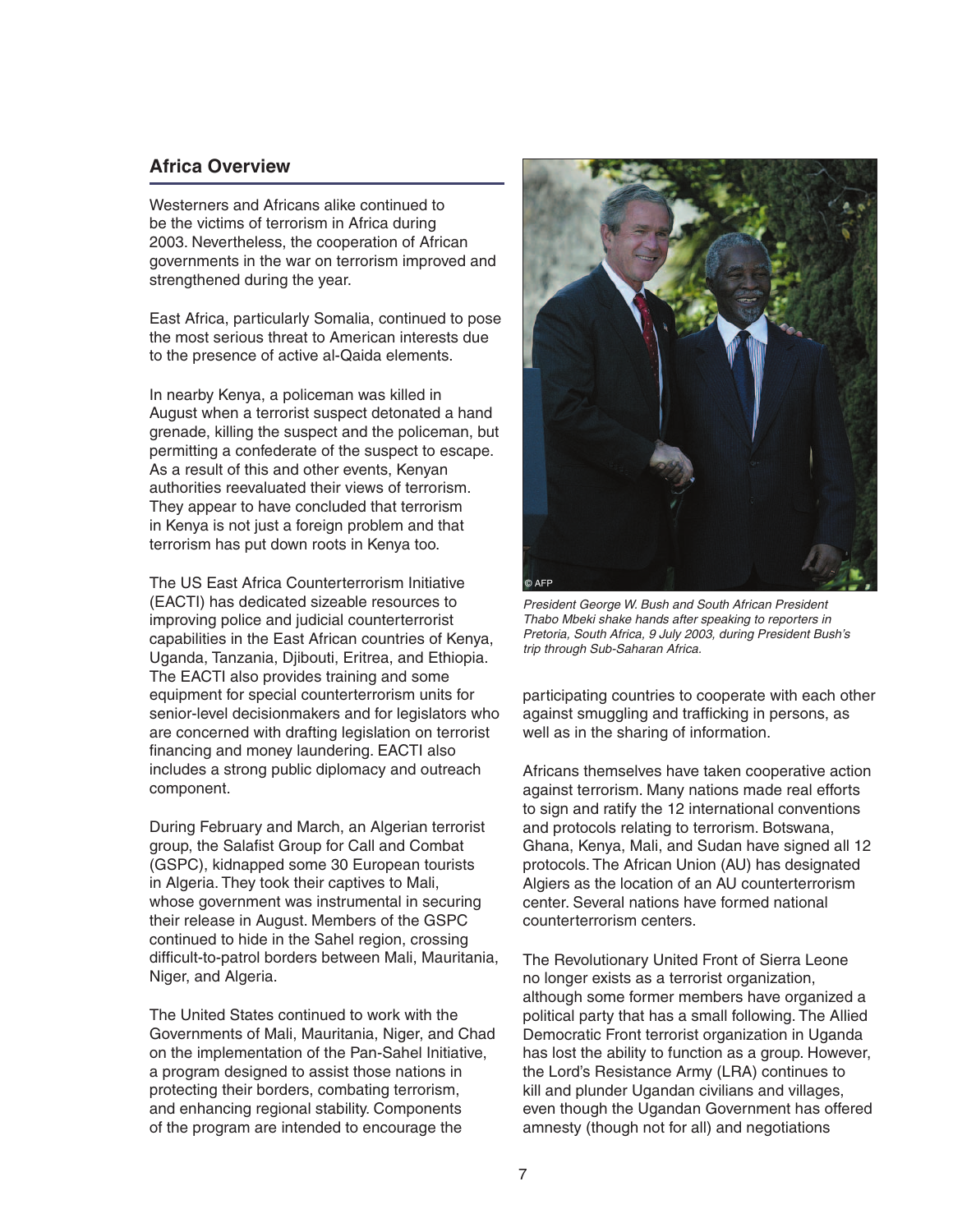## Africa Overview

Westerners and Africans alike continued to be the victims of terrorism in Africa during 2003. Nevertheless, the cooperation of African governments in the war on terrorism improved and strengthened during the year.

East Africa, particularly Somalia, continued to pose the most serious threat to American interests due to the presence of active al-Qaida elements.

In nearby Kenya, a policeman was killed in August when a terrorist suspect detonated a hand grenade, killing the suspect and the policeman, but permitting a confederate of the suspect to escape. As a result of this and other events, Kenyan authorities reevaluated their views of terrorism. They appear to have concluded that terrorism in Kenya is not just a foreign problem and that terrorism has put down roots in Kenya too.

The US East Africa Counterterrorism Initiative (EACTI) has dedicated sizeable resources to improving police and judicial counterterrorist capabilities in the East African countries of Kenya, Uganda, Tanzania, Djibouti, Eritrea, and Ethiopia. The EACTI also provides training and some equipment for special counterterrorism units for senior-level decisionmakers and for legislators who are concerned with drafting legislation on terrorist financing and money laundering. EACTI also includes a strong public diplomacy and outreach component.

During February and March, an Algerian terrorist group, the Salafist Group for Call and Combat (GSPC), kidnapped some 30 European tourists in Algeria. They took their captives to Mali, whose government was instrumental in securing their release in August. Members of the GSPC continued to hide in the Sahel region, crossing difficult-to-patrol borders between Mali, Mauritania, Niger, and Algeria.

The United States continued to work with the Governments of Mali, Mauritania, Niger, and Chad on the implementation of the Pan-Sahel Initiative, a program designed to assist those nations in protecting their borders, combating terrorism, and enhancing regional stability. Components of the program are intended to encourage the participating countries to cooperate with each other against smuggling and trafficking in persons, as well as in the sharing of information.

© AFP

*President George W. Bush and South African President Thabo Mbeki shake hands after speaking to reporters in Pretoria, South Africa, 9 July 2003, during President Bush's trip through Sub-Saharan Africa.*

Africans themselves have taken cooperative action against terrorism. Many nations made real efforts to sign and ratify the 12 international conventions and protocols relating to terrorism. Botswana, Ghana, Kenya, Mali, and Sudan have signed all 12 protocols. The African Union (AU) has designated Algiers as the location of an AU counterterrorism center. Several nations have formed national counterterrorism centers.

The Revolutionary United Front of Sierra Leone no longer exists as a terrorist organization, although some former members have organized a political party that has a small following. The Allied Democratic Front terrorist organization in Uganda has lost the ability to function as a group. However, the Lord's Resistance Army (LRA) continues to kill and plunder Ugandan civilians and villages, even though the Ugandan Government has offered amnesty (though not for all) and negotiations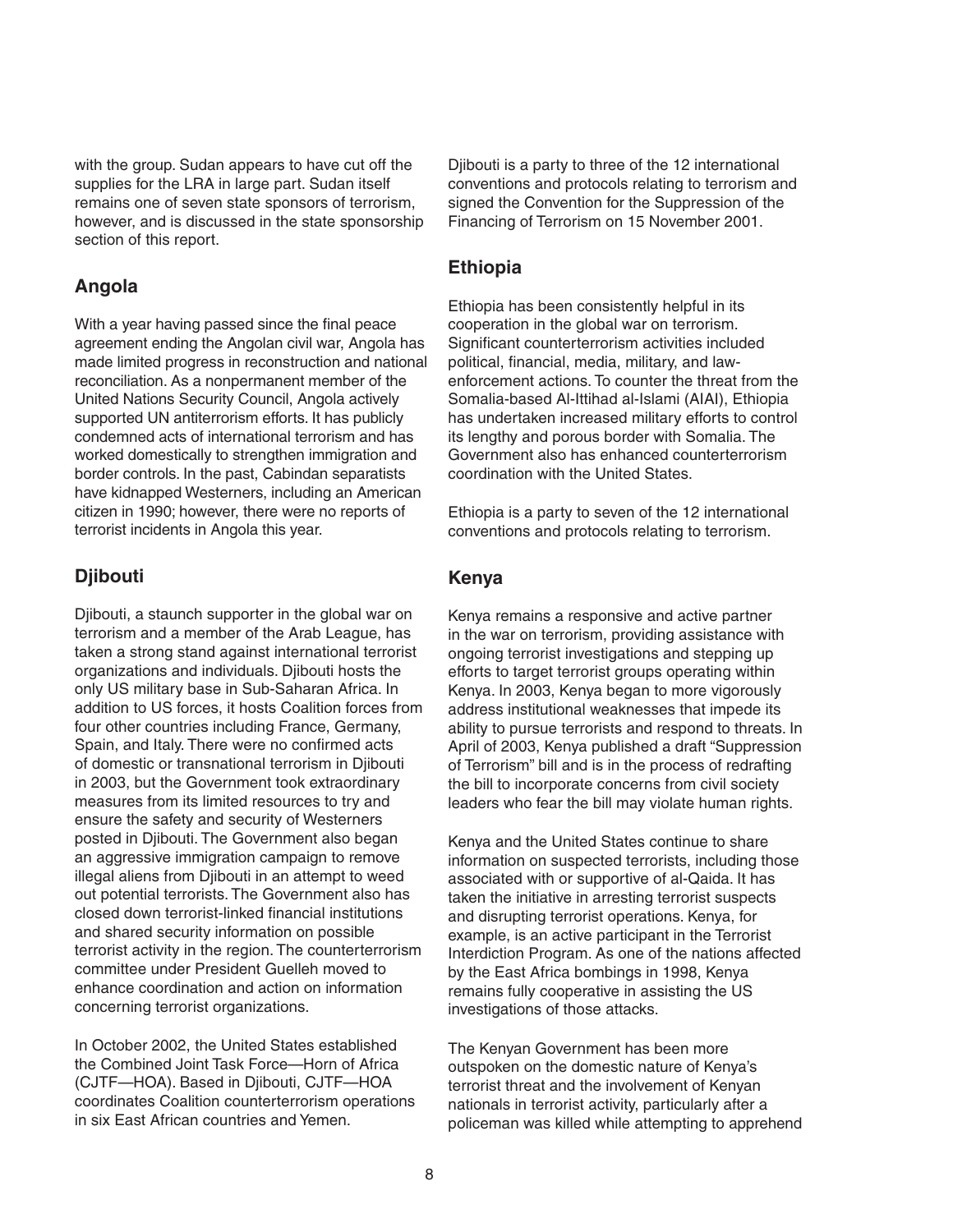with the group. Sudan appears to have cut off the supplies for the LRA in large part. Sudan itself remains one of seven state sponsors of terrorism, however, and is discussed in the state sponsorship section of this report.

## Angola

With a year having passed since the final peace agreement ending the Angolan civil war, Angola has made limited progress in reconstruction and national reconciliation. As a nonpermanent member of the United Nations Security Council, Angola actively supported UN antiterrorism efforts. It has publicly condemned acts of international terrorism and has worked domestically to strengthen immigration and border controls. In the past, Cabindan separatists have kidnapped Westerners, including an American citizen in 1990; however, there were no reports of terrorist incidents in Angola this year.

## Djibouti

Djibouti, a staunch supporter in the global war on terrorism and a member of the Arab League, has taken a strong stand against international terrorist organizations and individuals. Djibouti hosts the only US military base in Sub-Saharan Africa. In addition to US forces, it hosts Coalition forces from four other countries including France, Germany, Spain, and Italy. There were no confirmed acts of domestic or transnational terrorism in Djibouti in 2003, but the Government took extraordinary measures from its limited resources to try and ensure the safety and security of Westerners posted in Djibouti. The Government also began an aggressive immigration campaign to remove illegal aliens from Djibouti in an attempt to weed out potential terrorists. The Government also has closed down terrorist-linked financial institutions and shared security information on possible terrorist activity in the region. The counterterrorism committee under President Guelleh moved to enhance coordination and action on information concerning terrorist organizations.

In October 2002, the United States established the Combined Joint Task Force—Horn of Africa (CJTF—HOA). Based in Djibouti, CJTF—HOA coordinates Coalition counterterrorism operations in six East African countries and Yemen.

Djibouti is a party to three of the 12 international conventions and protocols relating to terrorism and signed the Convention for the Suppression of the Financing of Terrorism on 15 November 2001.

## Ethiopia

Ethiopia has been consistently helpful in its cooperation in the global war on terrorism. Significant counterterrorism activities included political, financial, media, military, and law-enforcement actions. To counter the threat from the Somalia-based Al-Ittihad al-Islami (AIAI), Ethiopia has undertaken increased military efforts to control its lengthy and porous border with Somalia. The Government also has enhanced counterterrorism coordination with the United States.

Ethiopia is a party to seven of the 12 international conventions and protocols relating to terrorism.

## Kenya

Kenya remains a responsive and active partner in the war on terrorism, providing assistance with ongoing terrorist investigations and stepping up efforts to target terrorist groups operating within Kenya. In 2003, Kenya began to more vigorously address institutional weaknesses that impede its ability to pursue terrorists and respond to threats. In April of 2003, Kenya published a draft "Suppression of Terrorism" bill and is in the process of redrafting the bill to incorporate concerns from civil society leaders who fear the bill may violate human rights.

Kenya and the United States continue to share information on suspected terrorists, including those associated with or supportive of al-Qaida. It has taken the initiative in arresting terrorist suspects and disrupting terrorist operations. Kenya, for example, is an active participant in the Terrorist Interdiction Program. As one of the nations affected by the East Africa bombings in 1998, Kenya remains fully cooperative in assisting the US investigations of those attacks.

The Kenyan Government has been more outspoken on the domestic nature of Kenya's terrorist threat and the involvement of Kenyan nationals in terrorist activity, particularly after a policeman was killed while attempting to apprehend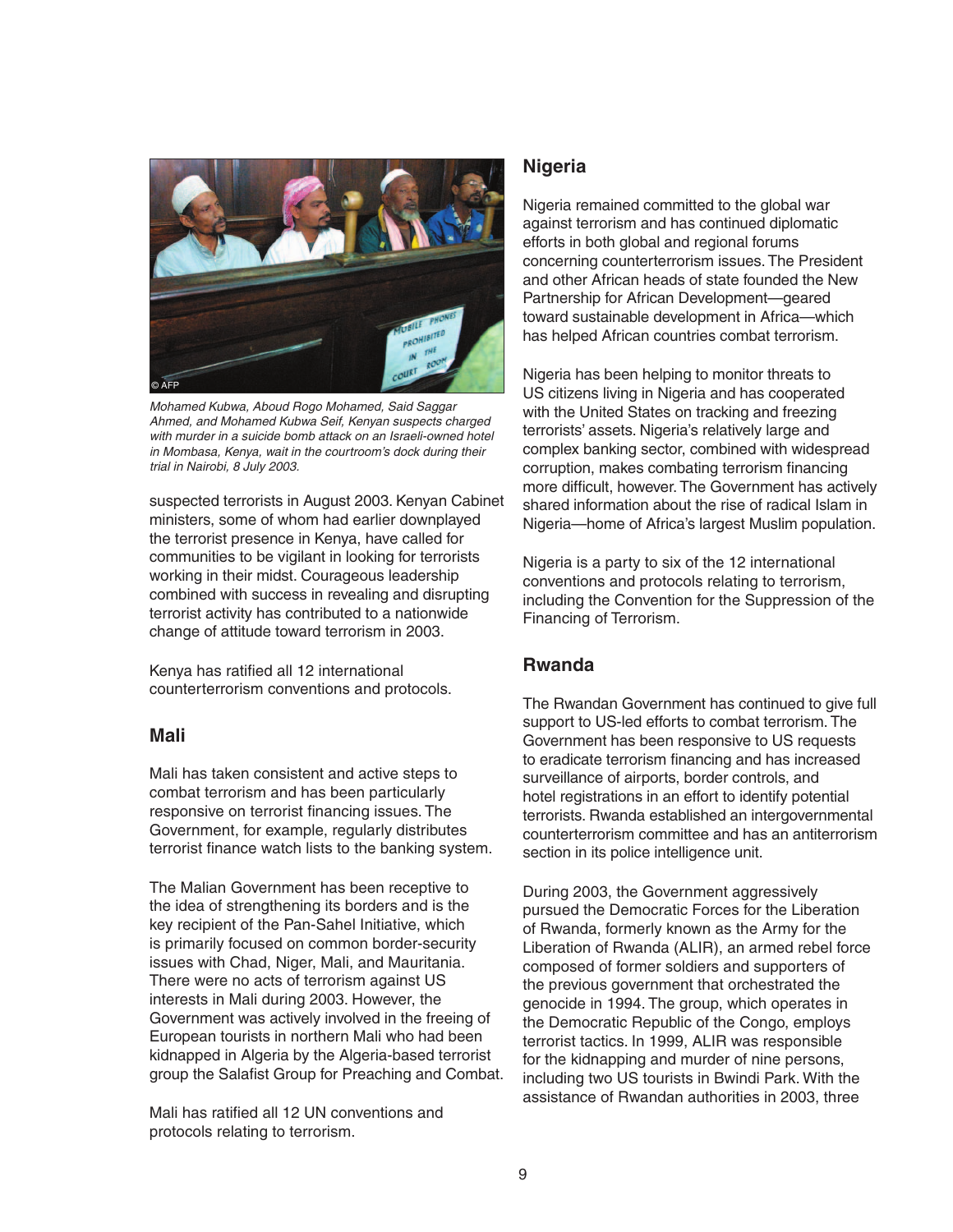Mohamed Kubwa, Aboud Rogo Mohamed, Said Saggar Ahmed, and Mohamed Kubwa Seif, Kenyan suspects charged with murder in a suicide bomb attack on an Israeli-owned hotel in Mombasa, Kenya, wait in the courtroom's dock during their trial in Nairobi, 8 July 2003.

suspected terrorists in August 2003. Kenyan Cabinet ministers, some of whom had earlier downplayed the terrorist presence in Kenya, have called for communities to be vigilant in looking for terrorists working in their midst. Courageous leadership combined with success in revealing and disrupting terrorist activity has contributed to a nationwide change of attitude toward terrorism in 2003.

Kenya has ratified all 12 international counterterrorism conventions and protocols.

## Mali

Mali has taken consistent and active steps to combat terrorism and has been particularly responsive on terrorist financing issues. The Government, for example, regularly distributes terrorist finance watch lists to the banking system.

The Malian Government has been receptive to the idea of strengthening its borders and is the key recipient of the Pan-Sahel Initiative, which is primarily focused on common border-security issues with Chad, Niger, Mali, and Mauritania. There were no acts of terrorism against US interests in Mali during 2003. However, the Government was actively involved in the freeing of European tourists in northern Mali who had been kidnapped in Algeria by the Algeria-based terrorist group the Salafist Group for Preaching and Combat.

Mali has ratified all 12 UN conventions and protocols relating to terrorism.

## Nigeria

Nigeria remained committed to the global war against terrorism and has continued diplomatic efforts in both global and regional forums concerning counterterrorism issues. The President and other African heads of state founded the New Partnership for African Development—geared toward sustainable development in Africa—which has helped African countries combat terrorism.

Nigeria has been helping to monitor threats to US citizens living in Nigeria and has cooperated with the United States on tracking and freezing terrorists' assets. Nigeria's relatively large and complex banking sector, combined with widespread corruption, makes combating terrorism financing more difficult, however. The Government has actively shared information about the rise of radical Islam in Nigeria—home of Africa's largest Muslim population.

Nigeria is a party to six of the 12 international conventions and protocols relating to terrorism, including the Convention for the Suppression of the Financing of Terrorism.

## Rwanda

The Rwandan Government has continued to give full support to US-led efforts to combat terrorism. The Government has been responsive to US requests to eradicate terrorism financing and has increased surveillance of airports, border controls, and hotel registrations in an effort to identify potential terrorists. Rwanda established an intergovernmental counterterrorism committee and has an antiterrorism section in its police intelligence unit.

During 2003, the Government aggressively pursued the Democratic Forces for the Liberation of Rwanda, formerly known as the Army for the Liberation of Rwanda (ALIR), an armed rebel force composed of former soldiers and supporters of the previous government that orchestrated the genocide in 1994. The group, which operates in the Democratic Republic of the Congo, employs terrorist tactics. In 1999, ALIR was responsible for the kidnapping and murder of nine persons, including two US tourists in Bwindi Park. With the assistance of Rwandan authorities in 2003, three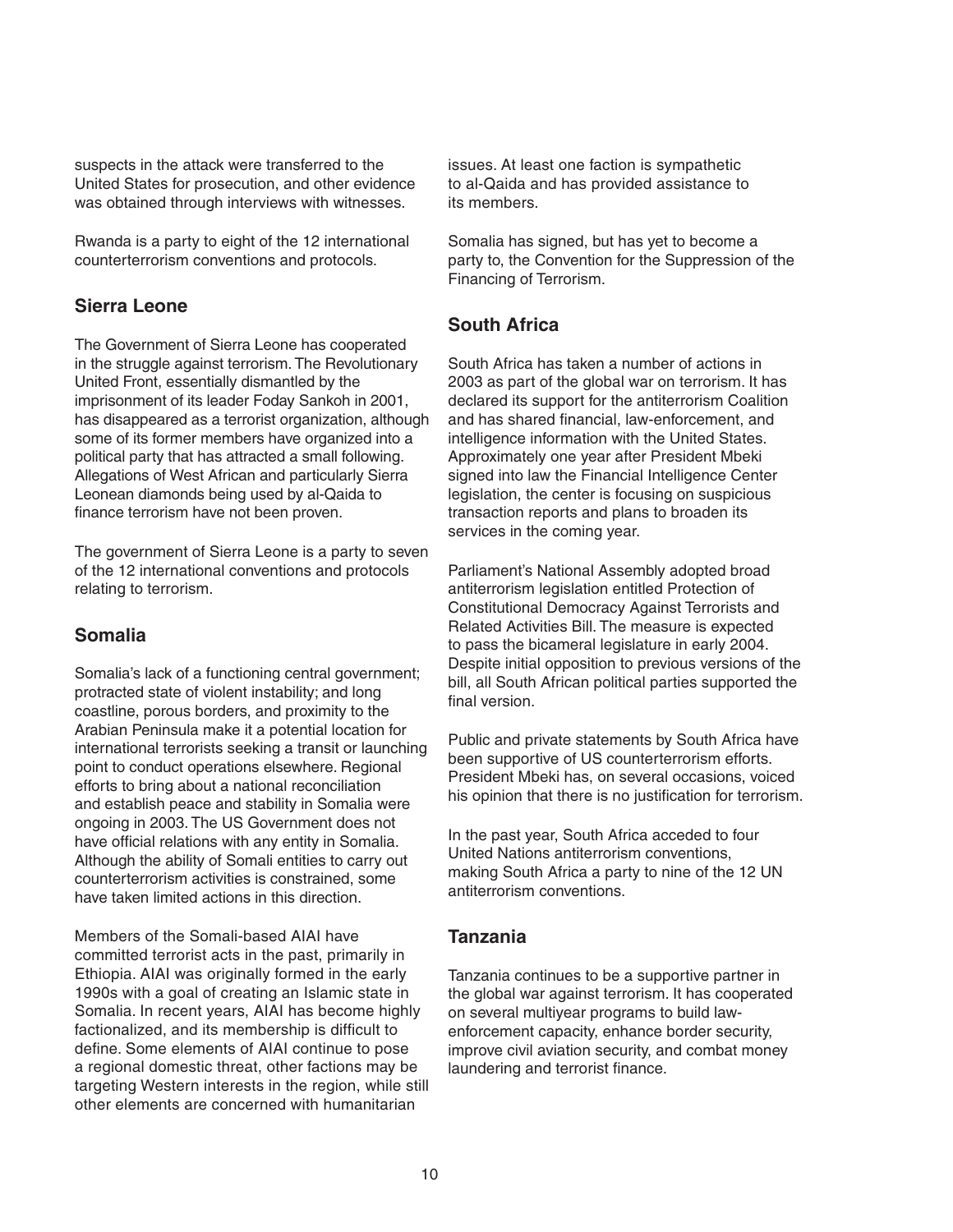suspects in the attack were transferred to the United States for prosecution, and other evidence was obtained through interviews with witnesses.

Rwanda is a party to eight of the 12 international counterterrorism conventions and protocols.

## Sierra Leone

The Government of Sierra Leone has cooperated in the struggle against terrorism. The Revolutionary United Front, essentially dismantled by the imprisonment of its leader Foday Sankoh in 2001, has disappeared as a terrorist organization, although some of its former members have organized into a political party that has attracted a small following. Allegations of West African and particularly Sierra Leonean diamonds being used by al-Qaida to finance terrorism have not been proven.

The government of Sierra Leone is a party to seven of the 12 international conventions and protocols relating to terrorism.

## Somalia

Somalia's lack of a functioning central government; protracted state of violent instability; and long coastline, porous borders, and proximity to the Arabian Peninsula make it a potential location for international terrorists seeking a transit or launching point to conduct operations elsewhere. Regional efforts to bring about a national reconciliation and establish peace and stability in Somalia were ongoing in 2003. The US Government does not have official relations with any entity in Somalia. Although the ability of Somali entities to carry out counterterrorism activities is constrained, some have taken limited actions in this direction.

Members of the Somali-based AIAI have committed terrorist acts in the past, primarily in Ethiopia. AIAI was originally formed in the early 1990s with a goal of creating an Islamic state in Somalia. In recent years, AIAI has become highly factionalized, and its membership is difficult to define. Some elements of AIAI continue to pose a regional domestic threat, other factions may be targeting Western interests in the region, while still other elements are concerned with humanitarian issues. At least one faction is sympathetic to al-Qaida and has provided assistance to its members.

Somalia has signed, but has yet to become a party to, the Convention for the Suppression of the Financing of Terrorism.

## South Africa

South Africa has taken a number of actions in 2003 as part of the global war on terrorism. It has declared its support for the antiterrorism Coalition and has shared financial, law-enforcement, and intelligence information with the United States. Approximately one year after President Mbeki signed into law the Financial Intelligence Center legislation, the center is focusing on suspicious transaction reports and plans to broaden its services in the coming year.

Parliament's National Assembly adopted broad antiterrorism legislation entitled Protection of Constitutional Democracy Against Terrorists and Related Activities Bill. The measure is expected to pass the bicameral legislature in early 2004. Despite initial opposition to previous versions of the bill, all South African political parties supported the final version.

Public and private statements by South Africa have been supportive of US counterterrorism efforts. President Mbeki has, on several occasions, voiced his opinion that there is no justification for terrorism.

In the past year, South Africa acceded to four United Nations antiterrorism conventions, making South Africa a party to nine of the 12 UN antiterrorism conventions.

## Tanzania

Tanzania continues to be a supportive partner in the global war against terrorism. It has cooperated on several multiyear programs to build law-enforcement capacity, enhance border security, improve civil aviation security, and combat money laundering and terrorist finance.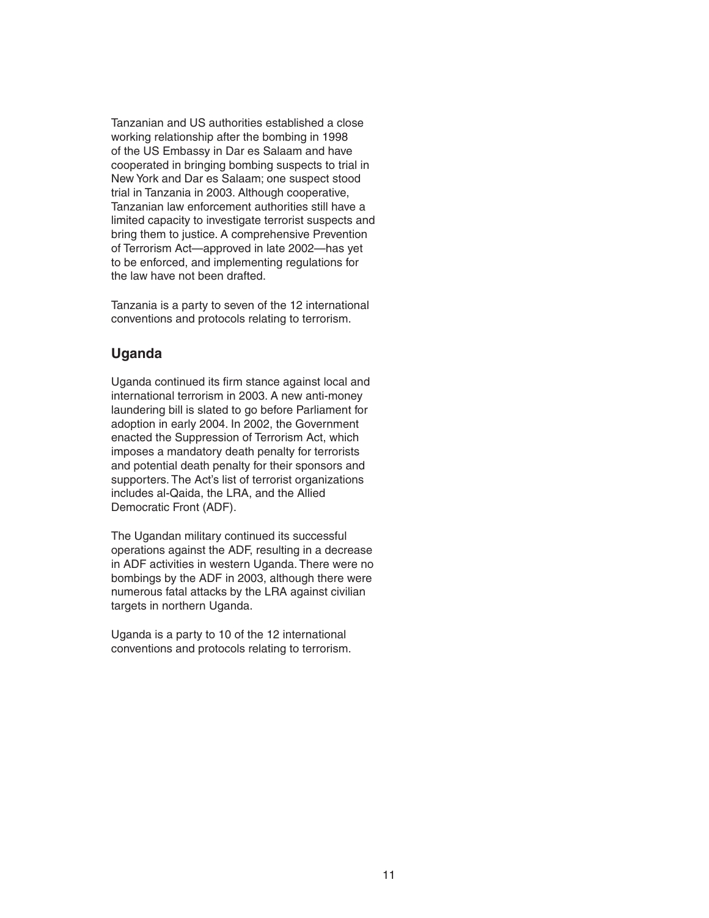Tanzanian and US authorities established a close working relationship after the bombing in 1998 of the US Embassy in Dar es Salaam and have cooperated in bringing bombing suspects to trial in New York and Dar es Salaam; one suspect stood trial in Tanzania in 2003. Although cooperative, Tanzanian law enforcement authorities still have a limited capacity to investigate terrorist suspects and bring them to justice. A comprehensive Prevention of Terrorism Act—approved in late 2002—has yet to be enforced, and implementing regulations for the law have not been drafted.

Tanzania is a party to seven of the 12 international conventions and protocols relating to terrorism.

## Uganda

Uganda continued its firm stance against local and international terrorism in 2003. A new anti-money laundering bill is slated to go before Parliament for adoption in early 2004. In 2002, the Government enacted the Suppression of Terrorism Act, which imposes a mandatory death penalty for terrorists and potential death penalty for their sponsors and supporters. The Act's list of terrorist organizations includes al-Qaida, the LRA, and the Allied Democratic Front (ADF).

The Ugandan military continued its successful operations against the ADF, resulting in a decrease in ADF activities in western Uganda. There were no bombings by the ADF in 2003, although there were numerous fatal attacks by the LRA against civilian targets in northern Uganda.

Uganda is a party to 10 of the 12 international conventions and protocols relating to terrorism.